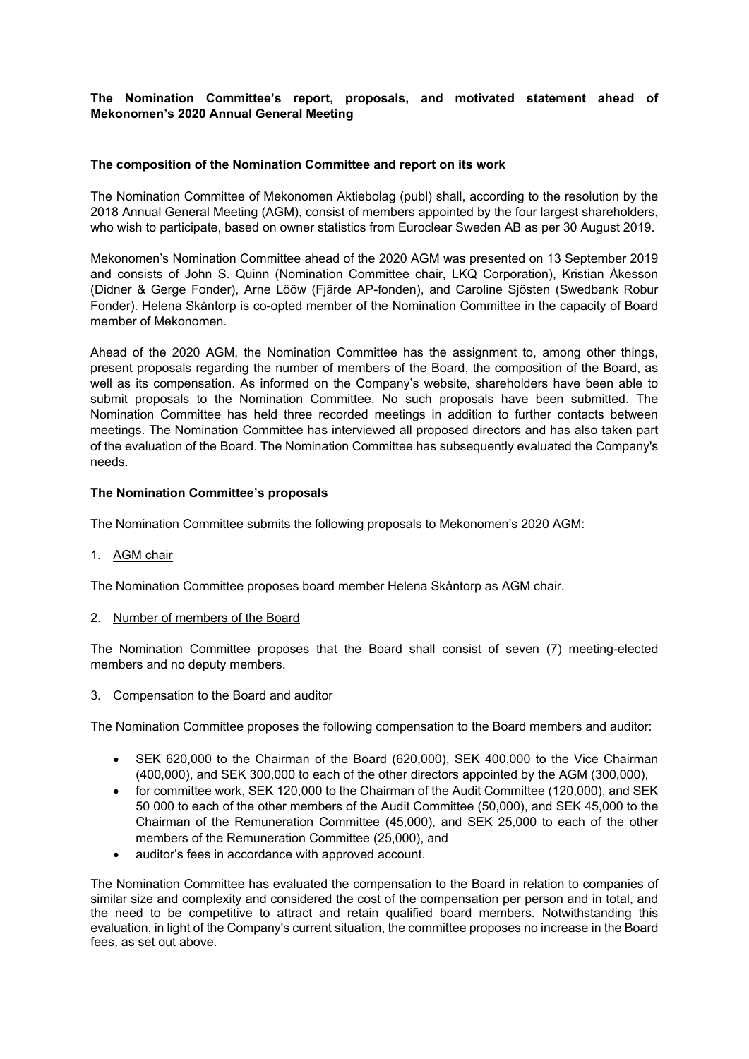**The Nomination Committee's report, proposals, and motivated statement ahead of Mekonomen's 2020 Annual General Meeting**

**The composition of the Nomination Committee and report on its work**

The Nomination Committee of Mekonomen Aktiebolag (publ) shall, according to the resolution by the 2018 Annual General Meeting (AGM), consist of members appointed by the four largest shareholders, who wish to participate, based on owner statistics from Euroclear Sweden AB as per 30 August 2019.

Mekonomen's Nomination Committee ahead of the 2020 AGM was presented on 13 September 2019 and consists of John S. Quinn (Nomination Committee chair, LKQ Corporation), Kristian Åkesson (Didner & Gerge Fonder), Arne Lööw (Fjärde AP-fonden), and Caroline Sjösten (Swedbank Robur Fonder). Helena Skåntorp is co-opted member of the Nomination Committee in the capacity of Board member of Mekonomen.

Ahead of the 2020 AGM, the Nomination Committee has the assignment to, among other things, present proposals regarding the number of members of the Board, the composition of the Board, as well as its compensation. As informed on the Company's website, shareholders have been able to submit proposals to the Nomination Committee. No such proposals have been submitted. The Nomination Committee has held three recorded meetings in addition to further contacts between meetings. The Nomination Committee has interviewed all proposed directors and has also taken part of the evaluation of the Board. The Nomination Committee has subsequently evaluated the Company's needs.

**The Nomination Committee's proposals**

The Nomination Committee submits the following proposals to Mekonomen's 2020 AGM:

1. AGM chair

The Nomination Committee proposes board member Helena Skåntorp as AGM chair.

2. Number of members of the Board

The Nomination Committee proposes that the Board shall consist of seven (7) meeting-elected members and no deputy members.

3. Compensation to the Board and auditor

The Nomination Committee proposes the following compensation to the Board members and auditor:

- SEK 620,000 to the Chairman of the Board (620,000), SEK 400,000 to the Vice Chairman (400,000), and SEK 300,000 to each of the other directors appointed by the AGM (300,000),
- for committee work, SEK 120,000 to the Chairman of the Audit Committee (120,000), and SEK 50 000 to each of the other members of the Audit Committee (50,000), and SEK 45,000 to the Chairman of the Remuneration Committee (45,000), and SEK 25,000 to each of the other members of the Remuneration Committee (25,000), and
- auditor's fees in accordance with approved account.

The Nomination Committee has evaluated the compensation to the Board in relation to companies of similar size and complexity and considered the cost of the compensation per person and in total, and the need to be competitive to attract and retain qualified board members. Notwithstanding this evaluation, in light of the Company's current situation, the committee proposes no increase in the Board fees, as set out above.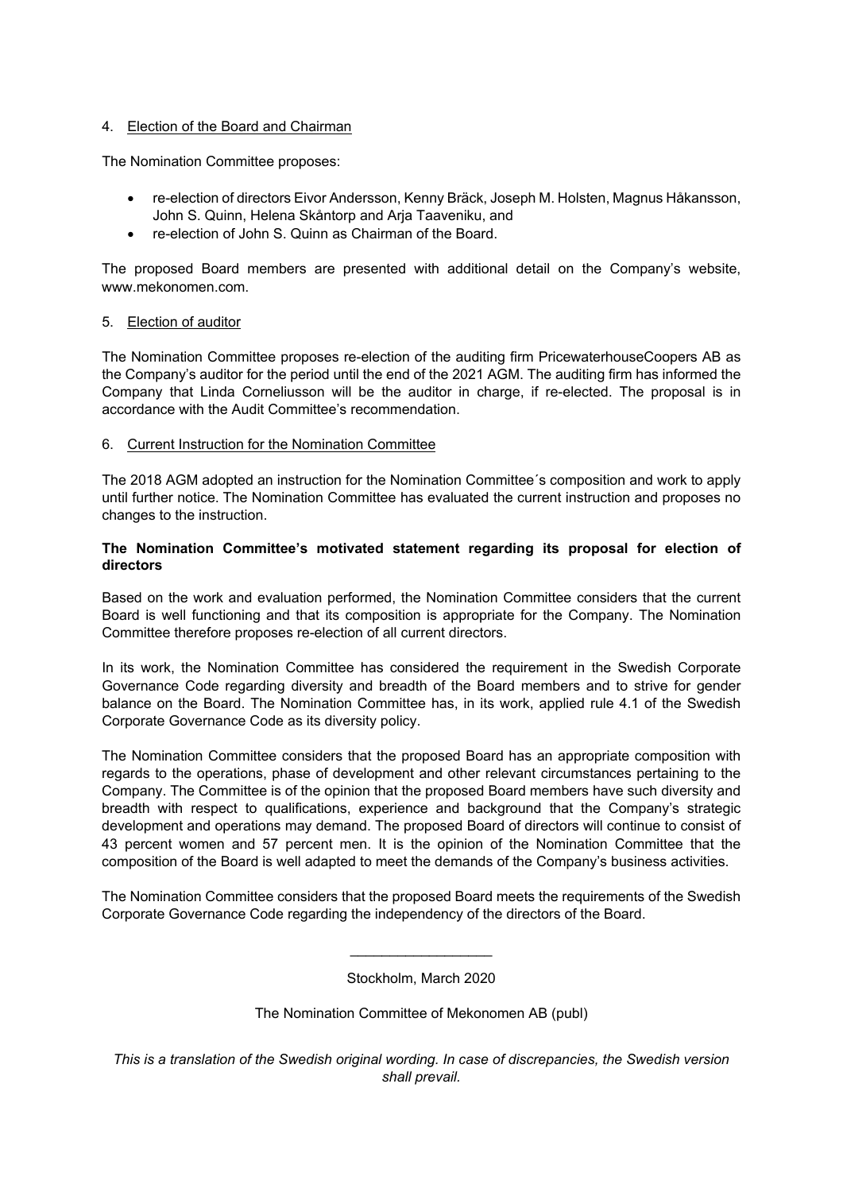4. Election of the Board and Chairman

The Nomination Committee proposes:

- re-election of directors Eivor Andersson, Kenny Bräck, Joseph M. Holsten, Magnus Håkansson, John S. Quinn, Helena Skåntorp and Arja Taaveniku, and
- re-election of John S. Quinn as Chairman of the Board.

The proposed Board members are presented with additional detail on the Company's website, www.mekonomen.com.

5. Election of auditor

The Nomination Committee proposes re-election of the auditing firm PricewaterhouseCoopers AB as the Company's auditor for the period until the end of the 2021 AGM. The auditing firm has informed the Company that Linda Corneliusson will be the auditor in charge, if re-elected. The proposal is in accordance with the Audit Committee's recommendation.

6. Current Instruction for the Nomination Committee

The 2018 AGM adopted an instruction for the Nomination Committee´s composition and work to apply until further notice. The Nomination Committee has evaluated the current instruction and proposes no changes to the instruction.

**The Nomination Committee's motivated statement regarding its proposal for election of directors**

Based on the work and evaluation performed, the Nomination Committee considers that the current Board is well functioning and that its composition is appropriate for the Company. The Nomination Committee therefore proposes re-election of all current directors.

In its work, the Nomination Committee has considered the requirement in the Swedish Corporate Governance Code regarding diversity and breadth of the Board members and to strive for gender balance on the Board. The Nomination Committee has, in its work, applied rule 4.1 of the Swedish Corporate Governance Code as its diversity policy.

The Nomination Committee considers that the proposed Board has an appropriate composition with regards to the operations, phase of development and other relevant circumstances pertaining to the Company. The Committee is of the opinion that the proposed Board members have such diversity and breadth with respect to qualifications, experience and background that the Company's strategic development and operations may demand. The proposed Board of directors will continue to consist of 43 percent women and 57 percent men. It is the opinion of the Nomination Committee that the composition of the Board is well adapted to meet the demands of the Company's business activities.

The Nomination Committee considers that the proposed Board meets the requirements of the Swedish Corporate Governance Code regarding the independency of the directors of the Board.

Stockholm, March 2020

The Nomination Committee of Mekonomen AB (publ)

*This is a translation of the Swedish original wording. In case of discrepancies, the Swedish version shall prevail.*